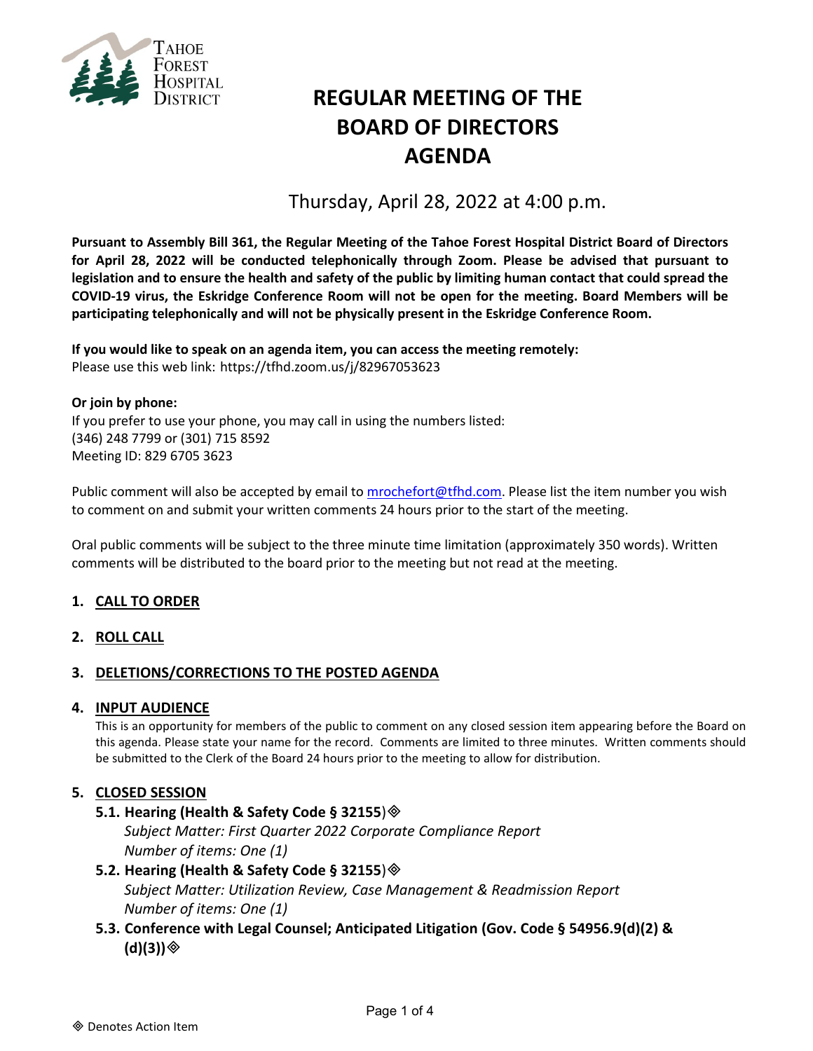TAHOE FOREST HOSPITAL DISTRICT

# REGULAR MEETING OF THE BOARD OF DIRECTORS AGENDA

Thursday, April 28, 2022 at 4:00 p.m.

**Pursuant to Assembly Bill 361, the Regular Meeting of the Tahoe Forest Hospital District Board of Directors for April 28, 2022 will be conducted telephonically through Zoom. Please be advised that pursuant to legislation and to ensure the health and safety of the public by limiting human contact that could spread the COVID-19 virus, the Eskridge Conference Room will not be open for the meeting. Board Members will be participating telephonically and will not be physically present in the Eskridge Conference Room.**

**If you would like to speak on an agenda item, you can access the meeting remotely:**
Please use this web link: https://tfhd.zoom.us/j/82967053623

**Or join by phone:**
If you prefer to use your phone, you may call in using the numbers listed:
(346) 248 7799 or (301) 715 8592
Meeting ID: 829 6705 3623

Public comment will also be accepted by email to mrochefort@tfhd.com. Please list the item number you wish to comment on and submit your written comments 24 hours prior to the start of the meeting.

Oral public comments will be subject to the three minute time limitation (approximately 350 words). Written comments will be distributed to the board prior to the meeting but not read at the meeting.

## 1. CALL TO ORDER

## 2. ROLL CALL

## 3. DELETIONS/CORRECTIONS TO THE POSTED AGENDA

## 4. INPUT AUDIENCE

This is an opportunity for members of the public to comment on any closed session item appearing before the Board on this agenda. Please state your name for the record. Comments are limited to three minutes. Written comments should be submitted to the Clerk of the Board 24 hours prior to the meeting to allow for distribution.

## 5. CLOSED SESSION

### 5.1. Hearing (Health & Safety Code § 32155) ◈

*Subject Matter: First Quarter 2022 Corporate Compliance Report*
*Number of items: One (1)*

### 5.2. Hearing (Health & Safety Code § 32155) ◈

*Subject Matter: Utilization Review, Case Management & Readmission Report*
*Number of items: One (1)*

### 5.3. Conference with Legal Counsel; Anticipated Litigation (Gov. Code § 54956.9(d)(2) & (d)(3)) ◈

◈ Denotes Action Item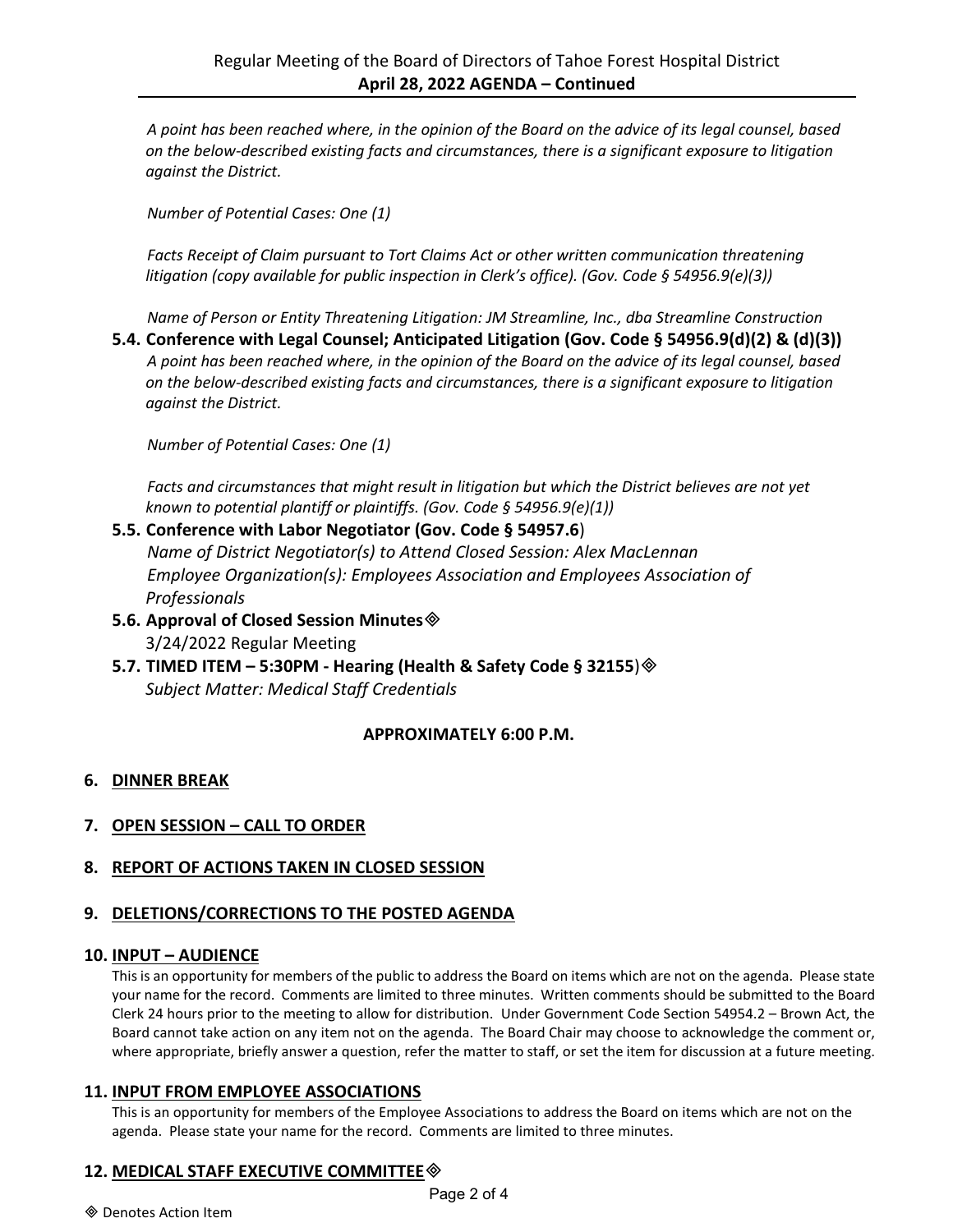*A point has been reached where, in the opinion of the Board on the advice of its legal counsel, based on the below-described existing facts and circumstances, there is a significant exposure to litigation against the District.*

*Number of Potential Cases: One (1)*

*Facts Receipt of Claim pursuant to Tort Claims Act or other written communication threatening litigation (copy available for public inspection in Clerk's office). (Gov. Code § 54956.9(e)(3))*

*Name of Person or Entity Threatening Litigation: JM Streamline, Inc., dba Streamline Construction*

**5.4. Conference with Legal Counsel; Anticipated Litigation (Gov. Code § 54956.9(d)(2) & (d)(3))**

*A point has been reached where, in the opinion of the Board on the advice of its legal counsel, based on the below-described existing facts and circumstances, there is a significant exposure to litigation against the District.*

*Number of Potential Cases: One (1)*

*Facts and circumstances that might result in litigation but which the District believes are not yet known to potential plantiff or plaintiffs. (Gov. Code § 54956.9(e)(1))*

**5.5. Conference with Labor Negotiator (Gov. Code § 54957.6)**

*Name of District Negotiator(s) to Attend Closed Session: Alex MacLennan*
*Employee Organization(s): Employees Association and Employees Association of Professionals*

**5.6. Approval of Closed Session Minutes**◈

3/24/2022 Regular Meeting

**5.7. TIMED ITEM – 5:30PM - Hearing (Health & Safety Code § 32155)**◈

*Subject Matter: Medical Staff Credentials*

**APPROXIMATELY 6:00 P.M.**

## 6. DINNER BREAK

## 7. OPEN SESSION – CALL TO ORDER

## 8. REPORT OF ACTIONS TAKEN IN CLOSED SESSION

## 9. DELETIONS/CORRECTIONS TO THE POSTED AGENDA

## 10. INPUT – AUDIENCE

This is an opportunity for members of the public to address the Board on items which are not on the agenda. Please state your name for the record. Comments are limited to three minutes. Written comments should be submitted to the Board Clerk 24 hours prior to the meeting to allow for distribution. Under Government Code Section 54954.2 – Brown Act, the Board cannot take action on any item not on the agenda. The Board Chair may choose to acknowledge the comment or, where appropriate, briefly answer a question, refer the matter to staff, or set the item for discussion at a future meeting.

## 11. INPUT FROM EMPLOYEE ASSOCIATIONS

This is an opportunity for members of the Employee Associations to address the Board on items which are not on the agenda. Please state your name for the record. Comments are limited to three minutes.

## 12. MEDICAL STAFF EXECUTIVE COMMITTEE◈

◈ Denotes Action Item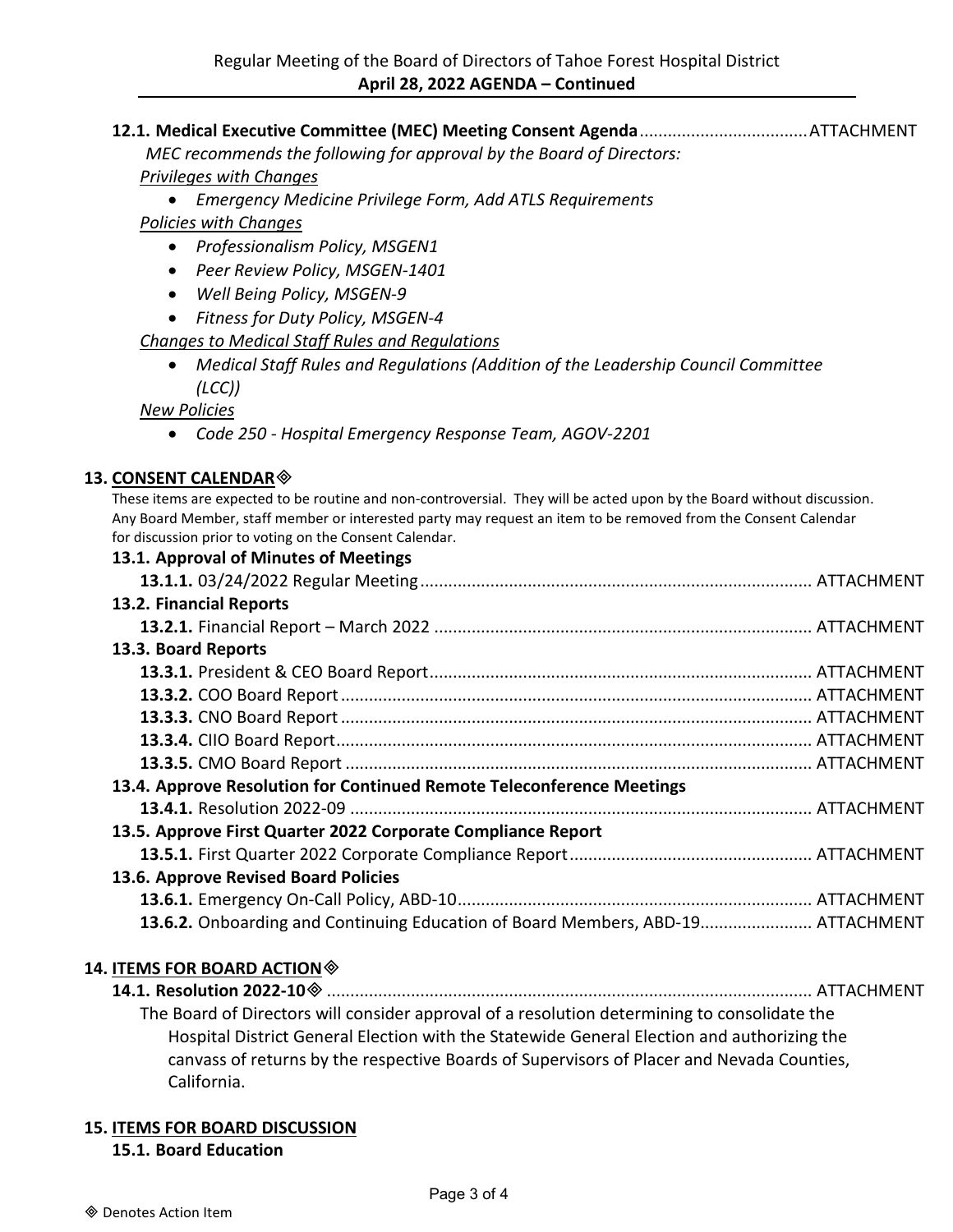**12.1. Medical Executive Committee (MEC) Meeting Consent Agenda** ................................... ATTACHMENT

*MEC recommends the following for approval by the Board of Directors:*

*Privileges with Changes*

- *Emergency Medicine Privilege Form, Add ATLS Requirements*

*Policies with Changes*

- *Professionalism Policy, MSGEN1*
- *Peer Review Policy, MSGEN-1401*
- *Well Being Policy, MSGEN-9*
- *Fitness for Duty Policy, MSGEN-4*

*Changes to Medical Staff Rules and Regulations*

- *Medical Staff Rules and Regulations (Addition of the Leadership Council Committee (LCC))*

*New Policies*

- *Code 250 - Hospital Emergency Response Team, AGOV-2201*

## 13. CONSENT CALENDAR◈

These items are expected to be routine and non-controversial. They will be acted upon by the Board without discussion. Any Board Member, staff member or interested party may request an item to be removed from the Consent Calendar for discussion prior to voting on the Consent Calendar.

**13.1. Approval of Minutes of Meetings**

**13.1.1.** 03/24/2022 Regular Meeting ................................................................................... ATTACHMENT

**13.2. Financial Reports**

**13.2.1.** Financial Report – March 2022 ................................................................................ ATTACHMENT

**13.3. Board Reports**

**13.3.1.** President & CEO Board Report................................................................................. ATTACHMENT

**13.3.2.** COO Board Report .................................................................................................... ATTACHMENT

**13.3.3.** CNO Board Report .................................................................................................... ATTACHMENT

**13.3.4.** CIIO Board Report..................................................................................................... ATTACHMENT

**13.3.5.** CMO Board Report ................................................................................................... ATTACHMENT

**13.4. Approve Resolution for Continued Remote Teleconference Meetings**

**13.4.1.** Resolution 2022-09 .................................................................................................. ATTACHMENT

**13.5. Approve First Quarter 2022 Corporate Compliance Report**

**13.5.1.** First Quarter 2022 Corporate Compliance Report.................................................... ATTACHMENT

**13.6. Approve Revised Board Policies**

**13.6.1.** Emergency On-Call Policy, ABD-10........................................................................... ATTACHMENT

**13.6.2.** Onboarding and Continuing Education of Board Members, ABD-19....................... ATTACHMENT

## 14. ITEMS FOR BOARD ACTION◈

**14.1. Resolution 2022-10**◈ ....................................................................................................... ATTACHMENT

The Board of Directors will consider approval of a resolution determining to consolidate the Hospital District General Election with the Statewide General Election and authorizing the canvass of returns by the respective Boards of Supervisors of Placer and Nevada Counties, California.

## 15. ITEMS FOR BOARD DISCUSSION

**15.1. Board Education**

◈ Denotes Action Item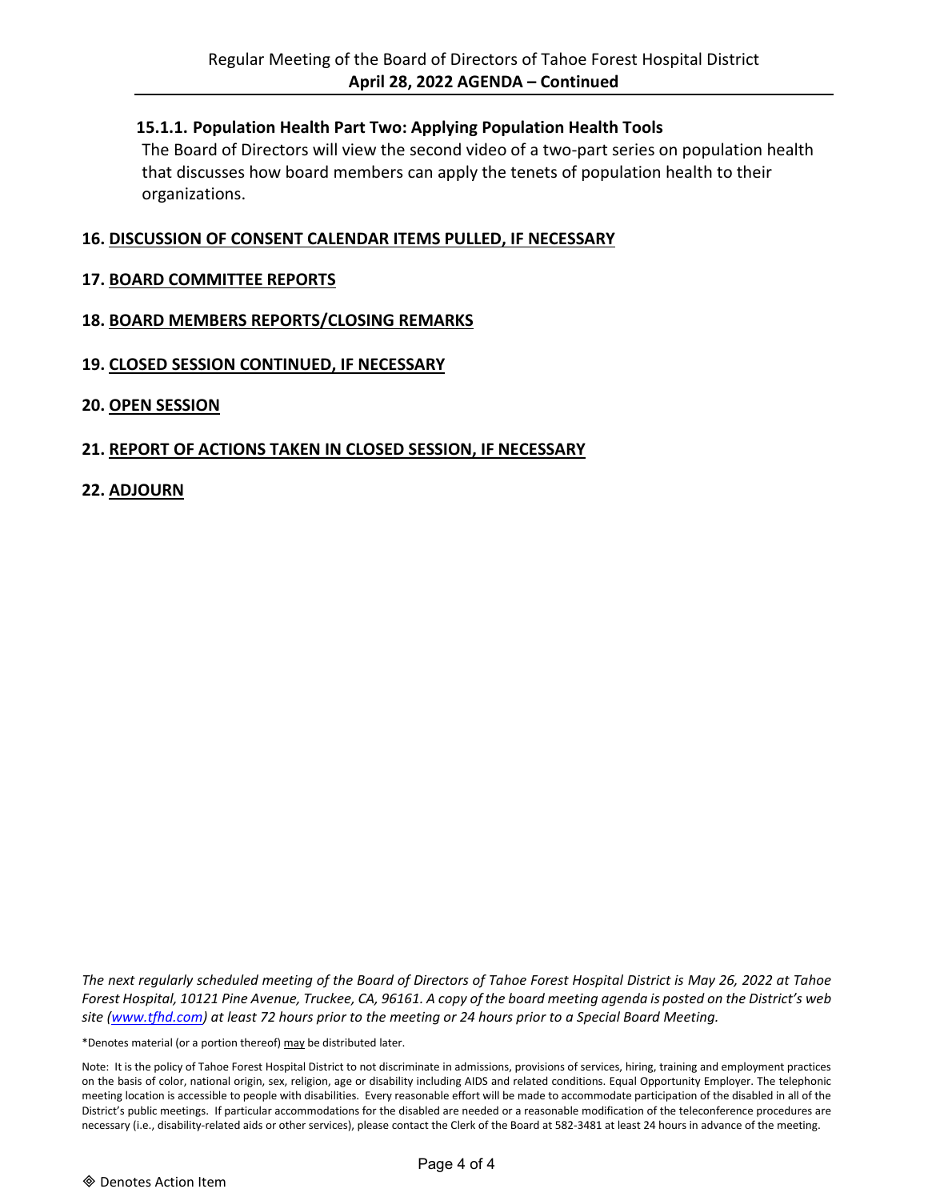**15.1.1. Population Health Part Two: Applying Population Health Tools**

The Board of Directors will view the second video of a two-part series on population health that discusses how board members can apply the tenets of population health to their organizations.

**16. DISCUSSION OF CONSENT CALENDAR ITEMS PULLED, IF NECESSARY**

**17. BOARD COMMITTEE REPORTS**

**18. BOARD MEMBERS REPORTS/CLOSING REMARKS**

**19. CLOSED SESSION CONTINUED, IF NECESSARY**

**20. OPEN SESSION**

**21. REPORT OF ACTIONS TAKEN IN CLOSED SESSION, IF NECESSARY**

**22. ADJOURN**

*The next regularly scheduled meeting of the Board of Directors of Tahoe Forest Hospital District is May 26, 2022 at Tahoe Forest Hospital, 10121 Pine Avenue, Truckee, CA, 96161. A copy of the board meeting agenda is posted on the District's web site ([www.tfhd.com](http://www.tfhd.com)) at least 72 hours prior to the meeting or 24 hours prior to a Special Board Meeting.*

*Denotes material (or a portion thereof) may be distributed later.

Note: It is the policy of Tahoe Forest Hospital District to not discriminate in admissions, provisions of services, hiring, training and employment practices on the basis of color, national origin, sex, religion, age or disability including AIDS and related conditions. Equal Opportunity Employer. The telephonic meeting location is accessible to people with disabilities. Every reasonable effort will be made to accommodate participation of the disabled in all of the District's public meetings. If particular accommodations for the disabled are needed or a reasonable modification of the teleconference procedures are necessary (i.e., disability-related aids or other services), please contact the Clerk of the Board at 582-3481 at least 24 hours in advance of the meeting.

◈ Denotes Action Item